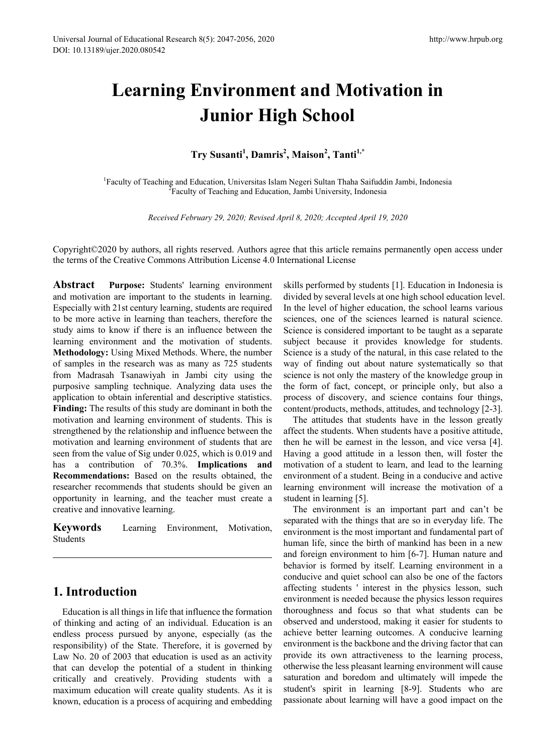# Learning Environment and Motivation in Junior High School

**Try Susanti[1], Damris[2], Maison[2], Tanti[1,*]**

[1]Faculty of Teaching and Education, Universitas Islam Negeri Sultan Thaha Saifuddin Jambi, Indonesia
[2]Faculty of Teaching and Education, Jambi University, Indonesia

*Received February 29, 2020; Revised April 8, 2020; Accepted April 19, 2020*

Copyright©2020 by authors, all rights reserved. Authors agree that this article remains permanently open access under the terms of the Creative Commons Attribution License 4.0 International License

**Abstract** **Purpose:** Students' learning environment and motivation are important to the students in learning. Especially with 21st century learning, students are required to be more active in learning than teachers, therefore the study aims to know if there is an influence between the learning environment and the motivation of students. **Methodology:** Using Mixed Methods. Where, the number of samples in the research was as many as 725 students from Madrasah Tsanawiyah in Jambi city using the purposive sampling technique. Analyzing data uses the application to obtain inferential and descriptive statistics. **Finding:** The results of this study are dominant in both the motivation and learning environment of students. This is strengthened by the relationship and influence between the motivation and learning environment of students that are seen from the value of Sig under 0.025, which is 0.019 and has a contribution of 70.3%. **Implications and Recommendations:** Based on the results obtained, the researcher recommends that students should be given an opportunity in learning, and the teacher must create a creative and innovative learning.

**Keywords** Learning Environment, Motivation, Students

## 1. Introduction

Education is all things in life that influence the formation of thinking and acting of an individual. Education is an endless process pursued by anyone, especially (as the responsibility) of the State. Therefore, it is governed by Law No. 20 of 2003 that education is used as an activity that can develop the potential of a student in thinking critically and creatively. Providing students with a maximum education will create quality students. As it is known, education is a process of acquiring and embedding skills performed by students [1]. Education in Indonesia is divided by several levels at one high school education level. In the level of higher education, the school learns various sciences, one of the sciences learned is natural science. Science is considered important to be taught as a separate subject because it provides knowledge for students. Science is a study of the natural, in this case related to the way of finding out about nature systematically so that science is not only the mastery of the knowledge group in the form of fact, concept, or principle only, but also a process of discovery, and science contains four things, content/products, methods, attitudes, and technology [2-3].

The attitudes that students have in the lesson greatly affect the students. When students have a positive attitude, then he will be earnest in the lesson, and vice versa [4]. Having a good attitude in a lesson then, will foster the motivation of a student to learn, and lead to the learning environment of a student. Being in a conducive and active learning environment will increase the motivation of a student in learning [5].

The environment is an important part and can't be separated with the things that are so in everyday life. The environment is the most important and fundamental part of human life, since the birth of mankind has been in a new and foreign environment to him [6-7]. Human nature and behavior is formed by itself. Learning environment in a conducive and quiet school can also be one of the factors affecting students ' interest in the physics lesson, such environment is needed because the physics lesson requires thoroughness and focus so that what students can be observed and understood, making it easier for students to achieve better learning outcomes. A conducive learning environment is the backbone and the driving factor that can provide its own attractiveness to the learning process, otherwise the less pleasant learning environment will cause saturation and boredom and ultimately will impede the student's spirit in learning [8-9]. Students who are passionate about learning will have a good impact on the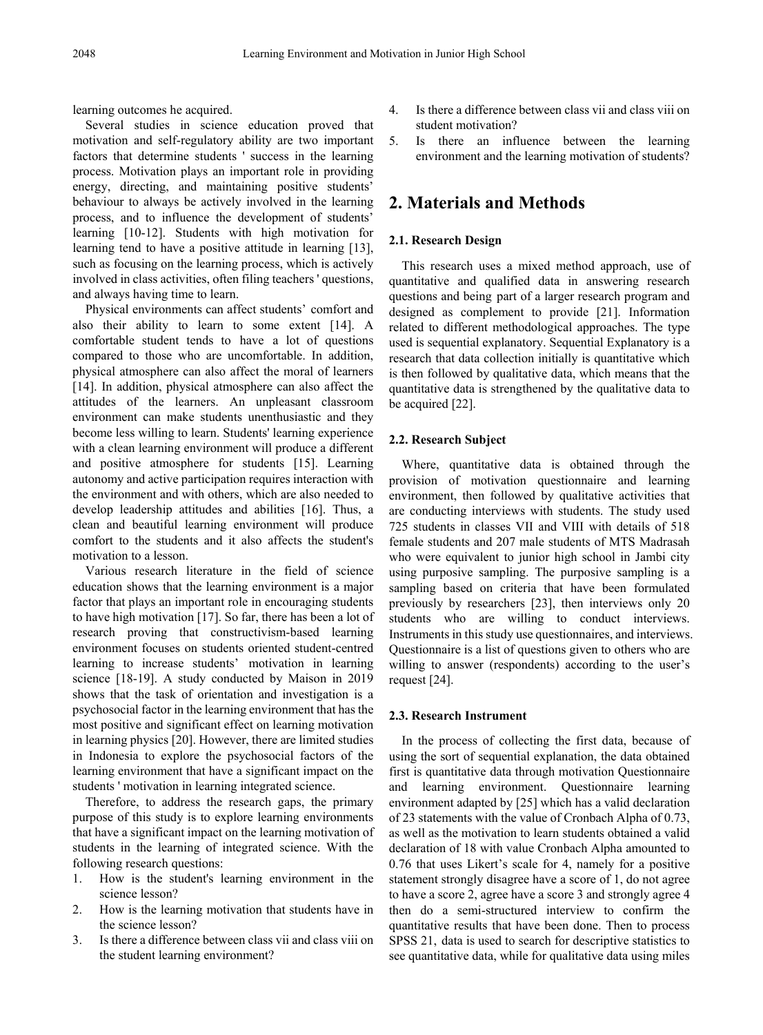learning outcomes he acquired.

Several studies in science education proved that motivation and self-regulatory ability are two important factors that determine students ' success in the learning process. Motivation plays an important role in providing energy, directing, and maintaining positive students' behaviour to always be actively involved in the learning process, and to influence the development of students' learning [10-12]. Students with high motivation for learning tend to have a positive attitude in learning [13], such as focusing on the learning process, which is actively involved in class activities, often filing teachers ' questions, and always having time to learn.

Physical environments can affect students' comfort and also their ability to learn to some extent [14]. A comfortable student tends to have a lot of questions compared to those who are uncomfortable. In addition, physical atmosphere can also affect the moral of learners [14]. In addition, physical atmosphere can also affect the attitudes of the learners. An unpleasant classroom environment can make students unenthusiastic and they become less willing to learn. Students' learning experience with a clean learning environment will produce a different and positive atmosphere for students [15]. Learning autonomy and active participation requires interaction with the environment and with others, which are also needed to develop leadership attitudes and abilities [16]. Thus, a clean and beautiful learning environment will produce comfort to the students and it also affects the student's motivation to a lesson.

Various research literature in the field of science education shows that the learning environment is a major factor that plays an important role in encouraging students to have high motivation [17]. So far, there has been a lot of research proving that constructivism-based learning environment focuses on students oriented student-centred learning to increase students' motivation in learning science [18-19]. A study conducted by Maison in 2019 shows that the task of orientation and investigation is a psychosocial factor in the learning environment that has the most positive and significant effect on learning motivation in learning physics [20]. However, there are limited studies in Indonesia to explore the psychosocial factors of the learning environment that have a significant impact on the students ' motivation in learning integrated science.

Therefore, to address the research gaps, the primary purpose of this study is to explore learning environments that have a significant impact on the learning motivation of students in the learning of integrated science. With the following research questions:

1. How is the student's learning environment in the science lesson?
2. How is the learning motivation that students have in the science lesson?
3. Is there a difference between class vii and class viii on the student learning environment?
4. Is there a difference between class vii and class viii on student motivation?
5. Is there an influence between the learning environment and the learning motivation of students?

## 2. Materials and Methods

### 2.1. Research Design

This research uses a mixed method approach, use of quantitative and qualified data in answering research questions and being part of a larger research program and designed as complement to provide [21]. Information related to different methodological approaches. The type used is sequential explanatory. Sequential Explanatory is a research that data collection initially is quantitative which is then followed by qualitative data, which means that the quantitative data is strengthened by the qualitative data to be acquired [22].

### 2.2. Research Subject

Where, quantitative data is obtained through the provision of motivation questionnaire and learning environment, then followed by qualitative activities that are conducting interviews with students. The study used 725 students in classes VII and VIII with details of 518 female students and 207 male students of MTS Madrasah who were equivalent to junior high school in Jambi city using purposive sampling. The purposive sampling is a sampling based on criteria that have been formulated previously by researchers [23], then interviews only 20 students who are willing to conduct interviews. Instruments in this study use questionnaires, and interviews. Questionnaire is a list of questions given to others who are willing to answer (respondents) according to the user's request [24].

### 2.3. Research Instrument

In the process of collecting the first data, because of using the sort of sequential explanation, the data obtained first is quantitative data through motivation Questionnaire and learning environment. Questionnaire learning environment adapted by [25] which has a valid declaration of 23 statements with the value of Cronbach Alpha of 0.73, as well as the motivation to learn students obtained a valid declaration of 18 with value Cronbach Alpha amounted to 0.76 that uses Likert's scale for 4, namely for a positive statement strongly disagree have a score of 1, do not agree to have a score 2, agree have a score 3 and strongly agree 4 then do a semi-structured interview to confirm the quantitative results that have been done. Then to process SPSS 21, data is used to search for descriptive statistics to see quantitative data, while for qualitative data using miles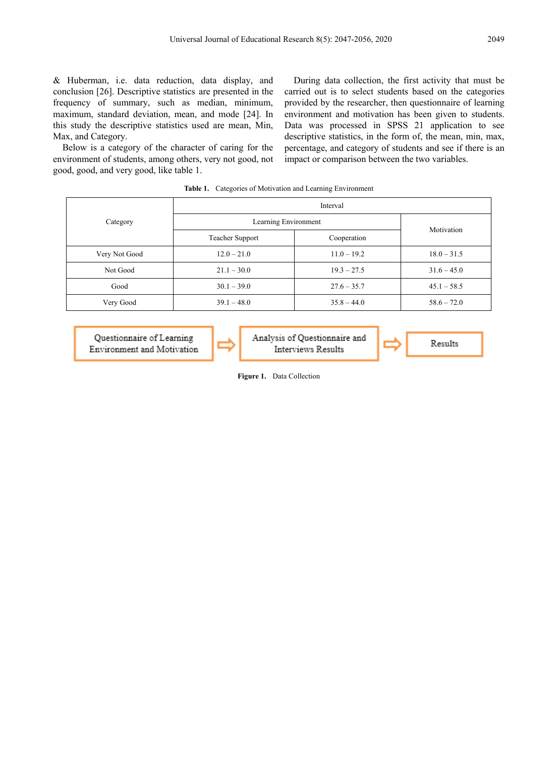& Huberman, i.e. data reduction, data display, and conclusion [26]. Descriptive statistics are presented in the frequency of summary, such as median, minimum, maximum, standard deviation, mean, and mode [24]. In this study the descriptive statistics used are mean, Min, Max, and Category.

Below is a category of the character of caring for the environment of students, among others, very not good, not good, good, and very good, like table 1.

During data collection, the first activity that must be carried out is to select students based on the categories provided by the researcher, then questionnaire of learning environment and motivation has been given to students. Data was processed in SPSS 21 application to see descriptive statistics, in the form of, the mean, min, max, percentage, and category of students and see if there is an impact or comparison between the two variables.

**Table 1.** Categories of Motivation and Learning Environment

| Category | Interval | | |
|---|---|---|---|
| | Learning Environment | | Motivation |
| | Teacher Support | Cooperation | |
| Very Not Good | 12.0 – 21.0 | 11.0 – 19.2 | 18.0 – 31.5 |
| Not Good | 21.1 – 30.0 | 19.3 – 27.5 | 31.6 – 45.0 |
| Good | 30.1 – 39.0 | 27.6 – 35.7 | 45.1 – 58.5 |
| Very Good | 39.1 – 48.0 | 35.8 – 44.0 | 58.6 – 72.0 |

Questionnaire of Learning Environment and Motivation ⇨ Analysis of Questionnaire and Interviews Results ⇨ Results

**Figure 1.** Data Collection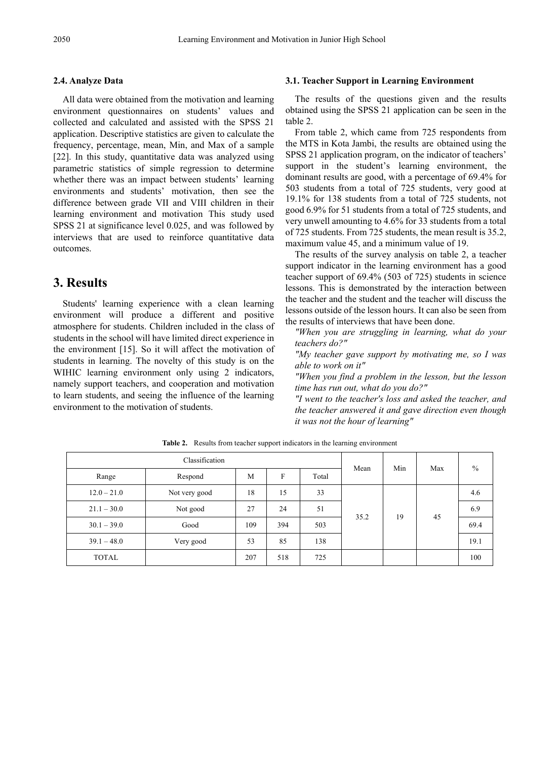### 2.4. Analyze Data

All data were obtained from the motivation and learning environment questionnaires on students' values and collected and calculated and assisted with the SPSS 21 application. Descriptive statistics are given to calculate the frequency, percentage, mean, Min, and Max of a sample [22]. In this study, quantitative data was analyzed using parametric statistics of simple regression to determine whether there was an impact between students' learning environments and students' motivation, then see the difference between grade VII and VIII children in their learning environment and motivation This study used SPSS 21 at significance level 0.025, and was followed by interviews that are used to reinforce quantitative data outcomes.

## 3. Results

Students' learning experience with a clean learning environment will produce a different and positive atmosphere for students. Children included in the class of students in the school will have limited direct experience in the environment [15]. So it will affect the motivation of students in learning. The novelty of this study is on the WIHIC learning environment only using 2 indicators, namely support teachers, and cooperation and motivation to learn students, and seeing the influence of the learning environment to the motivation of students.

### 3.1. Teacher Support in Learning Environment

The results of the questions given and the results obtained using the SPSS 21 application can be seen in the table 2.

From table 2, which came from 725 respondents from the MTS in Kota Jambi, the results are obtained using the SPSS 21 application program, on the indicator of teachers' support in the student's learning environment, the dominant results are good, with a percentage of 69.4% for 503 students from a total of 725 students, very good at 19.1% for 138 students from a total of 725 students, not good 6.9% for 51 students from a total of 725 students, and very unwell amounting to 4.6% for 33 students from a total of 725 students. From 725 students, the mean result is 35.2, maximum value 45, and a minimum value of 19.

The results of the survey analysis on table 2, a teacher support indicator in the learning environment has a good teacher support of 69.4% (503 of 725) students in science lessons. This is demonstrated by the interaction between the teacher and the student and the teacher will discuss the lessons outside of the lesson hours. It can also be seen from the results of interviews that have been done.

*"When you are struggling in learning, what do your teachers do?"*

*"My teacher gave support by motivating me, so I was able to work on it"*

*"When you find a problem in the lesson, but the lesson time has run out, what do you do?"*

*"I went to the teacher's loss and asked the teacher, and the teacher answered it and gave direction even though it was not the hour of learning"*

**Table 2.** Results from teacher support indicators in the learning environment

| Classification | | | | | Mean | Min | Max | % |
|---|---|---|---|---|---|---|---|---|
| Range | Respond | M | F | Total | | | | |
| 12.0 – 21.0 | Not very good | 18 | 15 | 33 | 35.2 | 19 | 45 | 4.6 |
| 21.1 – 30.0 | Not good | 27 | 24 | 51 | | | | 6.9 |
| 30.1 – 39.0 | Good | 109 | 394 | 503 | | | | 69.4 |
| 39.1 – 48.0 | Very good | 53 | 85 | 138 | | | | 19.1 |
| TOTAL | | 207 | 518 | 725 | | | | 100 |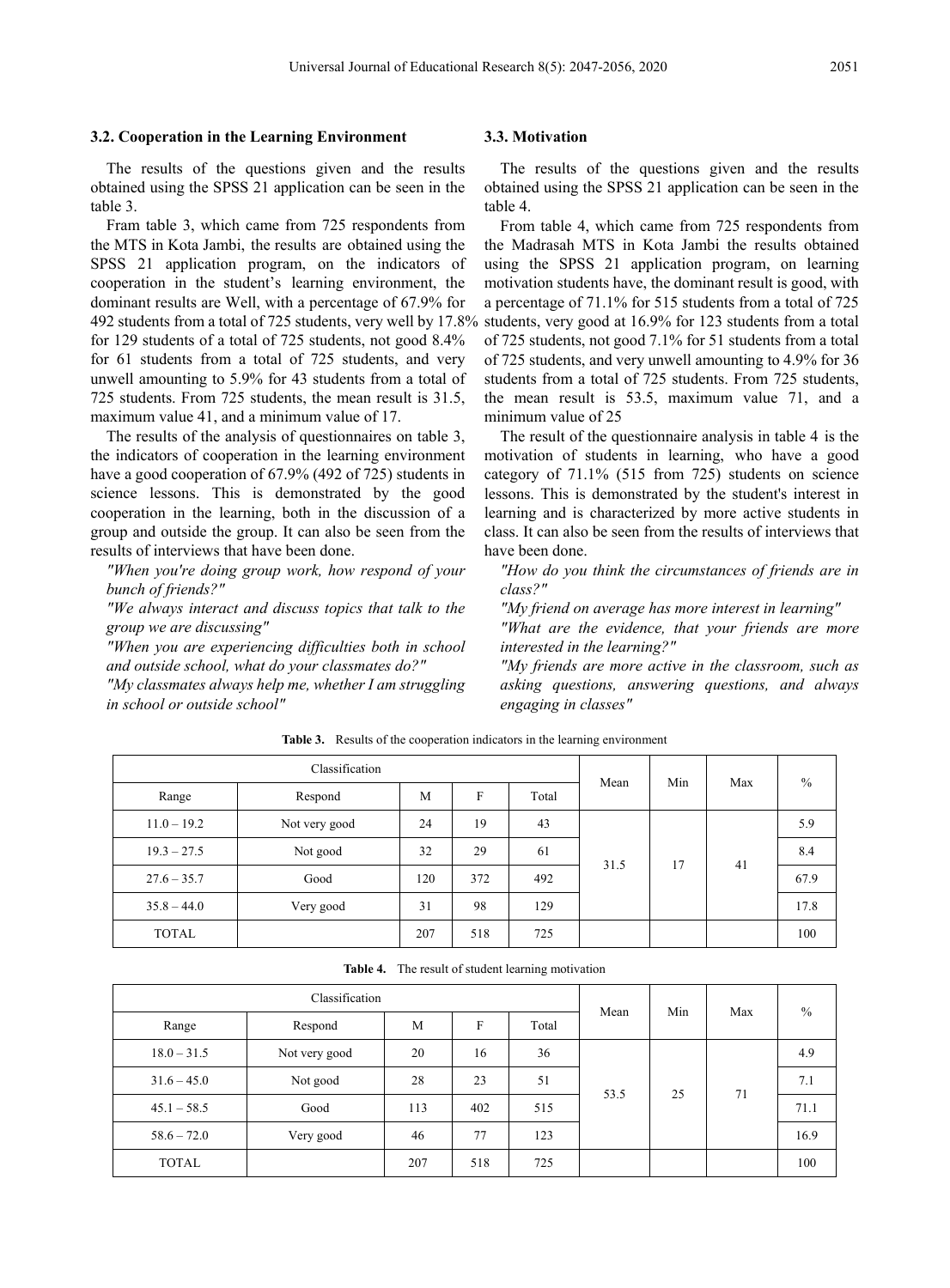### 3.2. Cooperation in the Learning Environment

The results of the questions given and the results obtained using the SPSS 21 application can be seen in the table 3.

Fram table 3, which came from 725 respondents from the MTS in Kota Jambi, the results are obtained using the SPSS 21 application program, on the indicators of cooperation in the student's learning environment, the dominant results are Well, with a percentage of 67.9% for 492 students from a total of 725 students, very well by 17.8% for 129 students of a total of 725 students, not good 8.4% for 61 students from a total of 725 students, and very unwell amounting to 5.9% for 43 students from a total of 725 students. From 725 students, the mean result is 31.5, maximum value 41, and a minimum value of 17.

The results of the analysis of questionnaires on table 3, the indicators of cooperation in the learning environment have a good cooperation of 67.9% (492 of 725) students in science lessons. This is demonstrated by the good cooperation in the learning, both in the discussion of a group and outside the group. It can also be seen from the results of interviews that have been done.

*"When you're doing group work, how respond of your bunch of friends?"*

*"We always interact and discuss topics that talk to the group we are discussing"*

*"When you are experiencing difficulties both in school and outside school, what do your classmates do?"*

*"My classmates always help me, whether I am struggling in school or outside school"*

### 3.3. Motivation

The results of the questions given and the results obtained using the SPSS 21 application can be seen in the table 4.

From table 4, which came from 725 respondents from the Madrasah MTS in Kota Jambi the results obtained using the SPSS 21 application program, on learning motivation students have, the dominant result is good, with a percentage of 71.1% for 515 students from a total of 725 students, very good at 16.9% for 123 students from a total of 725 students, not good 7.1% for 51 students from a total of 725 students, and very unwell amounting to 4.9% for 36 students from a total of 725 students. From 725 students, the mean result is 53.5, maximum value 71, and a minimum value of 25

The result of the questionnaire analysis in table 4 is the motivation of students in learning, who have a good category of 71.1% (515 from 725) students on science lessons. This is demonstrated by the student's interest in learning and is characterized by more active students in class. It can also be seen from the results of interviews that have been done.

*"How do you think the circumstances of friends are in class?"*

*"My friend on average has more interest in learning"*

*"What are the evidence, that your friends are more interested in the learning?"*

*"My friends are more active in the classroom, such as asking questions, answering questions, and always engaging in classes"*

**Table 3.** Results of the cooperation indicators in the learning environment

| Classification | | | | | Mean | Min | Max | % |
|---|---|---|---|---|---|---|---|---|
| Range | Respond | M | F | Total | | | | |
| 11.0 – 19.2 | Not very good | 24 | 19 | 43 | 31.5 | 17 | 41 | 5.9 |
| 19.3 – 27.5 | Not good | 32 | 29 | 61 | | | | 8.4 |
| 27.6 – 35.7 | Good | 120 | 372 | 492 | | | | 67.9 |
| 35.8 – 44.0 | Very good | 31 | 98 | 129 | | | | 17.8 |
| TOTAL | | 207 | 518 | 725 | | | | 100 |

**Table 4.** The result of student learning motivation

| Classification | | | | | Mean | Min | Max | % |
|---|---|---|---|---|---|---|---|---|
| Range | Respond | M | F | Total | | | | |
| 18.0 – 31.5 | Not very good | 20 | 16 | 36 | 53.5 | 25 | 71 | 4.9 |
| 31.6 – 45.0 | Not good | 28 | 23 | 51 | | | | 7.1 |
| 45.1 – 58.5 | Good | 113 | 402 | 515 | | | | 71.1 |
| 58.6 – 72.0 | Very good | 46 | 77 | 123 | | | | 16.9 |
| TOTAL | | 207 | 518 | 725 | | | | 100 |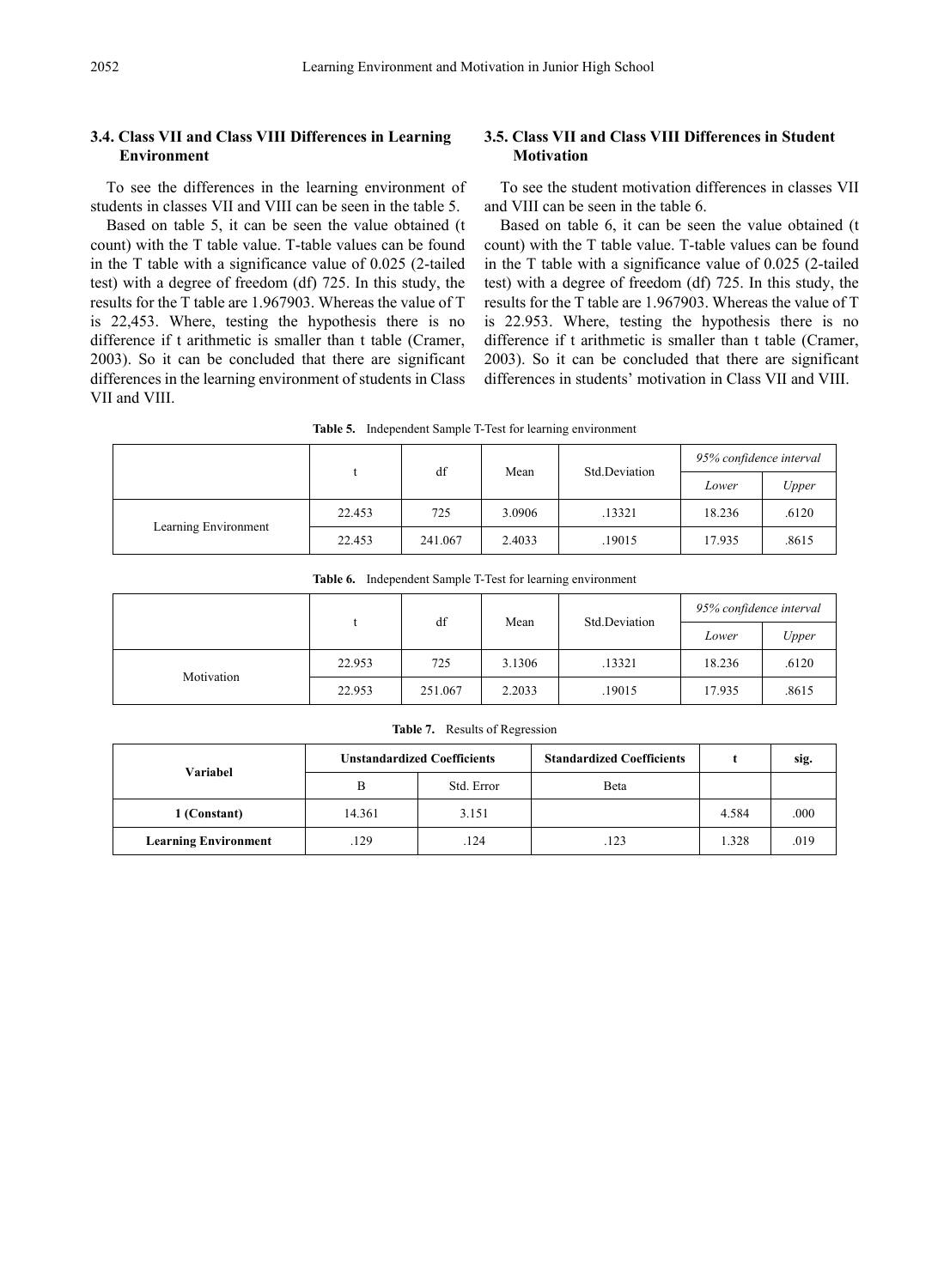### 3.4. Class VII and Class VIII Differences in Learning Environment

To see the differences in the learning environment of students in classes VII and VIII can be seen in the table 5.

Based on table 5, it can be seen the value obtained (t count) with the T table value. T-table values can be found in the T table with a significance value of 0.025 (2-tailed test) with a degree of freedom (df) 725. In this study, the results for the T table are 1.967903. Whereas the value of T is 22,453. Where, testing the hypothesis there is no difference if t arithmetic is smaller than t table (Cramer, 2003). So it can be concluded that there are significant differences in the learning environment of students in Class VII and VIII.

### 3.5. Class VII and Class VIII Differences in Student Motivation

To see the student motivation differences in classes VII and VIII can be seen in the table 6.

Based on table 6, it can be seen the value obtained (t count) with the T table value. T-table values can be found in the T table with a significance value of 0.025 (2-tailed test) with a degree of freedom (df) 725. In this study, the results for the T table are 1.967903. Whereas the value of T is 22.953. Where, testing the hypothesis there is no difference if t arithmetic is smaller than t table (Cramer, 2003). So it can be concluded that there are significant differences in students' motivation in Class VII and VIII.

**Table 5.** Independent Sample T-Test for learning environment

| | t | df | Mean | Std.Deviation | *95% confidence interval* | |
|---|---|---|---|---|---|---|
| | | | | | *Lower* | *Upper* |
| Learning Environment | 22.453 | 725 | 3.0906 | .13321 | 18.236 | .6120 |
| | 22.453 | 241.067 | 2.4033 | .19015 | 17.935 | .8615 |

**Table 6.** Independent Sample T-Test for learning environment

| | t | df | Mean | Std.Deviation | *95% confidence interval* | |
|---|---|---|---|---|---|---|
| | | | | | *Lower* | *Upper* |
| Motivation | 22.953 | 725 | 3.1306 | .13321 | 18.236 | .6120 |
| | 22.953 | 251.067 | 2.2033 | .19015 | 17.935 | .8615 |

**Table 7.** Results of Regression

| **Variabel** | **Unstandardized Coefficients** | | **Standardized Coefficients** | **t** | **sig.** |
|---|---|---|---|---|---|
| | B | Std. Error | Beta | | |
| **1 (Constant)** | 14.361 | 3.151 | | 4.584 | .000 |
| **Learning Environment** | .129 | .124 | .123 | 1.328 | .019 |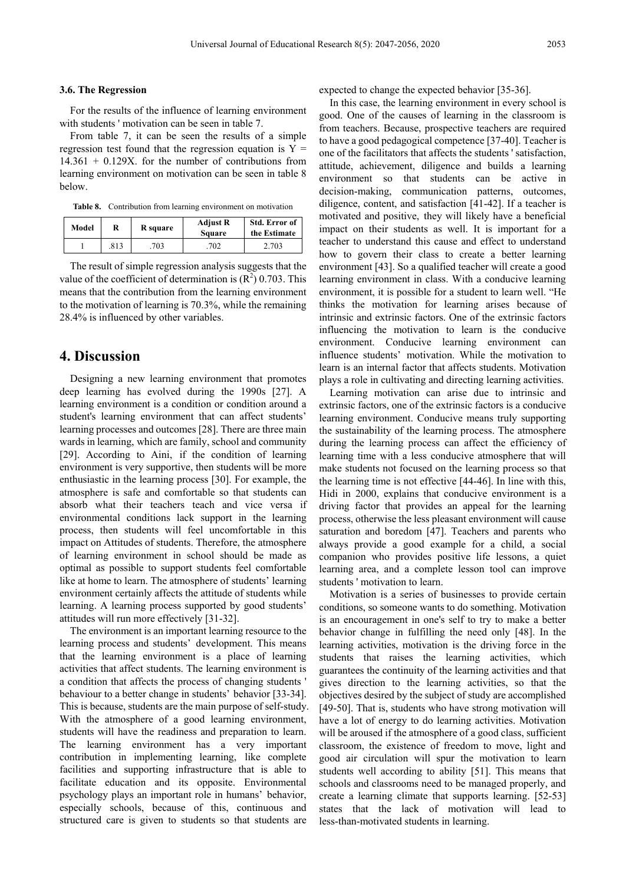### 3.6. The Regression

For the results of the influence of learning environment with students ' motivation can be seen in table 7.

From table 7, it can be seen the results of a simple regression test found that the regression equation is $Y = 14.361 + 0.129X$. for the number of contributions from learning environment on motivation can be seen in table 8 below.

**Table 8.** Contribution from learning environment on motivation

| Model | R | R square | Adjust R Square | Std. Error of the Estimate |
|---|---|---|---|---|
| 1 | .813 | .703 | .702 | 2.703 |

The result of simple regression analysis suggests that the value of the coefficient of determination is ($R^2$) 0.703. This means that the contribution from the learning environment to the motivation of learning is 70.3%, while the remaining 28.4% is influenced by other variables.

# 4. Discussion

Designing a new learning environment that promotes deep learning has evolved during the 1990s [27]. A learning environment is a condition or condition around a student's learning environment that can affect students' learning processes and outcomes [28]. There are three main wards in learning, which are family, school and community [29]. According to Aini, if the condition of learning environment is very supportive, then students will be more enthusiastic in the learning process [30]. For example, the atmosphere is safe and comfortable so that students can absorb what their teachers teach and vice versa if environmental conditions lack support in the learning process, then students will feel uncomfortable in this impact on Attitudes of students. Therefore, the atmosphere of learning environment in school should be made as optimal as possible to support students feel comfortable like at home to learn. The atmosphere of students' learning environment certainly affects the attitude of students while learning. A learning process supported by good students' attitudes will run more effectively [31-32].

The environment is an important learning resource to the learning process and students' development. This means that the learning environment is a place of learning activities that affect students. The learning environment is a condition that affects the process of changing students ' behaviour to a better change in students' behavior [33-34]. This is because, students are the main purpose of self-study. With the atmosphere of a good learning environment, students will have the readiness and preparation to learn. The learning environment has a very important contribution in implementing learning, like complete facilities and supporting infrastructure that is able to facilitate education and its opposite. Environmental psychology plays an important role in humans' behavior, especially schools, because of this, continuous and structured care is given to students so that students are expected to change the expected behavior [35-36].

In this case, the learning environment in every school is good. One of the causes of learning in the classroom is from teachers. Because, prospective teachers are required to have a good pedagogical competence [37-40]. Teacher is one of the facilitators that affects the students ' satisfaction, attitude, achievement, diligence and builds a learning environment so that students can be active in decision-making, communication patterns, outcomes, diligence, content, and satisfaction [41-42]. If a teacher is motivated and positive, they will likely have a beneficial impact on their students as well. It is important for a teacher to understand this cause and effect to understand how to govern their class to create a better learning environment [43]. So a qualified teacher will create a good learning environment in class. With a conducive learning environment, it is possible for a student to learn well. "He thinks the motivation for learning arises because of intrinsic and extrinsic factors. One of the extrinsic factors influencing the motivation to learn is the conducive environment. Conducive learning environment can influence students' motivation. While the motivation to learn is an internal factor that affects students. Motivation plays a role in cultivating and directing learning activities.

Learning motivation can arise due to intrinsic and extrinsic factors, one of the extrinsic factors is a conducive learning environment. Conducive means truly supporting the sustainability of the learning process. The atmosphere during the learning process can affect the efficiency of learning time with a less conducive atmosphere that will make students not focused on the learning process so that the learning time is not effective [44-46]. In line with this, Hidi in 2000, explains that conducive environment is a driving factor that provides an appeal for the learning process, otherwise the less pleasant environment will cause saturation and boredom [47]. Teachers and parents who always provide a good example for a child, a social companion who provides positive life lessons, a quiet learning area, and a complete lesson tool can improve students ' motivation to learn.

Motivation is a series of businesses to provide certain conditions, so someone wants to do something. Motivation is an encouragement in one's self to try to make a better behavior change in fulfilling the need only [48]. In the learning activities, motivation is the driving force in the students that raises the learning activities, which guarantees the continuity of the learning activities and that gives direction to the learning activities, so that the objectives desired by the subject of study are accomplished [49-50]. That is, students who have strong motivation will have a lot of energy to do learning activities. Motivation will be aroused if the atmosphere of a good class, sufficient classroom, the existence of freedom to move, light and good air circulation will spur the motivation to learn students well according to ability [51]. This means that schools and classrooms need to be managed properly, and create a learning climate that supports learning. [52-53] states that the lack of motivation will lead to less-than-motivated students in learning.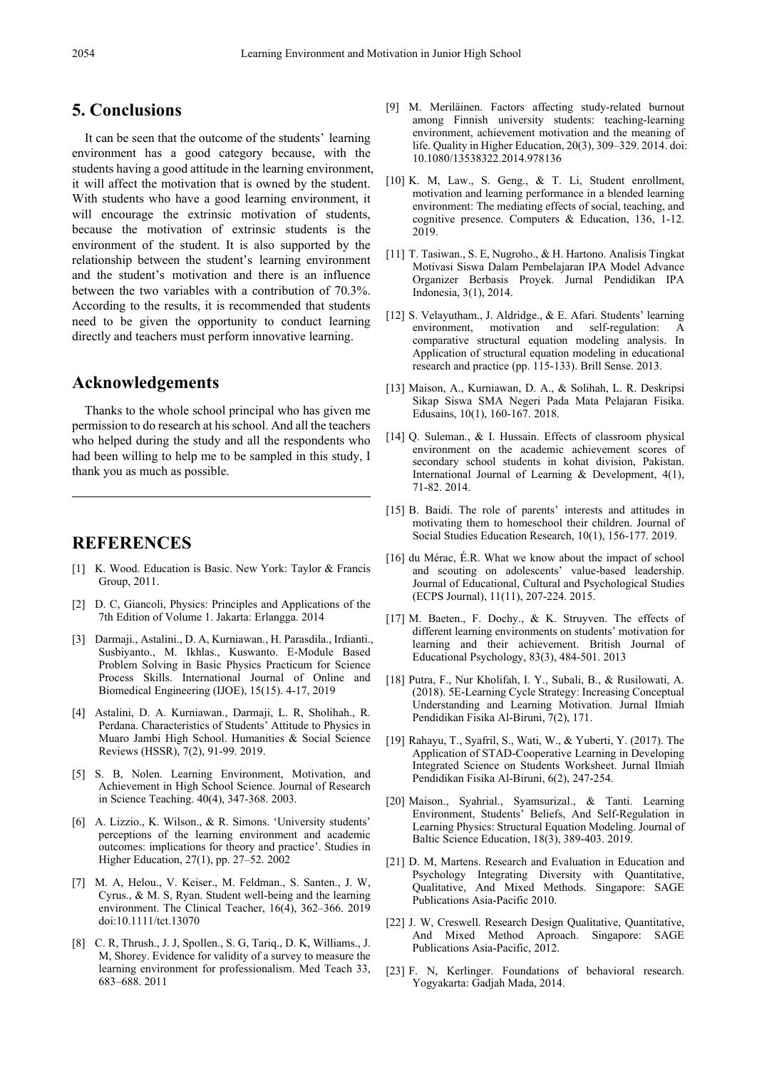## 5. Conclusions

It can be seen that the outcome of the students' learning environment has a good category because, with the students having a good attitude in the learning environment, it will affect the motivation that is owned by the student. With students who have a good learning environment, it will encourage the extrinsic motivation of students, because the motivation of extrinsic students is the environment of the student. It is also supported by the relationship between the student's learning environment and the student's motivation and there is an influence between the two variables with a contribution of 70.3%. According to the results, it is recommended that students need to be given the opportunity to conduct learning directly and teachers must perform innovative learning.

## Acknowledgements

Thanks to the whole school principal who has given me permission to do research at his school. And all the teachers who helped during the study and all the respondents who had been willing to help me to be sampled in this study, I thank you as much as possible.

## REFERENCES

[1] K. Wood. Education is Basic. New York: Taylor & Francis Group, 2011.

[2] D. C, Giancoli, Physics: Principles and Applications of the 7th Edition of Volume 1. Jakarta: Erlangga. 2014

[3] Darmaji., Astalini., D. A, Kurniawan., H. Parasdila., Irdianti., Susbiyanto., M. Ikhlas., Kuswanto. E-Module Based Problem Solving in Basic Physics Practicum for Science Process Skills. International Journal of Online and Biomedical Engineering (IJOE), 15(15). 4-17, 2019

[4] Astalini, D. A. Kurniawan., Darmaji, L. R, Sholihah., R. Perdana. Characteristics of Students' Attitude to Physics in Muaro Jambi High School. Humanities & Social Science Reviews (HSSR), 7(2), 91-99. 2019.

[5] S. B, Nolen. Learning Environment, Motivation, and Achievement in High School Science. Journal of Research in Science Teaching. 40(4), 347-368. 2003.

[6] A. Lizzio., K. Wilson., & R. Simons. 'University students' perceptions of the learning environment and academic outcomes: implications for theory and practice'. Studies in Higher Education, 27(1), pp. 27–52. 2002

[7] M. A, Helou., V. Keiser., M. Feldman., S. Santen., J. W, Cyrus., & M. S, Ryan. Student well-being and the learning environment. The Clinical Teacher, 16(4), 362–366. 2019 doi:10.1111/tct.13070

[8] C. R, Thrush., J. J, Spollen., S. G, Tariq., D. K, Williams., J. M, Shorey. Evidence for validity of a survey to measure the learning environment for professionalism. Med Teach 33, 683–688. 2011

[9] M. Meriläinen. Factors affecting study-related burnout among Finnish university students: teaching-learning environment, achievement motivation and the meaning of life. Quality in Higher Education, 20(3), 309–329. 2014. doi: 10.1080/13538322.2014.978136

[10] K. M, Law., S. Geng., & T. Li, Student enrollment, motivation and learning performance in a blended learning environment: The mediating effects of social, teaching, and cognitive presence. Computers & Education, 136, 1-12. 2019.

[11] T. Tasiwan., S. E, Nugroho., & H. Hartono. Analisis Tingkat Motivasi Siswa Dalam Pembelajaran IPA Model Advance Organizer Berbasis Proyek. Jurnal Pendidikan IPA Indonesia, 3(1), 2014.

[12] S. Velayutham., J. Aldridge., & E. Afari. Students' learning environment, motivation and self-regulation: A comparative structural equation modeling analysis. In Application of structural equation modeling in educational research and practice (pp. 115-133). Brill Sense. 2013.

[13] Maison, A., Kurniawan, D. A., & Solihah, L. R. Deskripsi Sikap Siswa SMA Negeri Pada Mata Pelajaran Fisika. Edusains, 10(1), 160-167. 2018.

[14] Q. Suleman., & I. Hussain. Effects of classroom physical environment on the academic achievement scores of secondary school students in kohat division, Pakistan. International Journal of Learning & Development, 4(1), 71-82. 2014.

[15] B. Baidi. The role of parents' interests and attitudes in motivating them to homeschool their children. Journal of Social Studies Education Research, 10(1), 156-177. 2019.

[16] du Mérac, É.R. What we know about the impact of school and scouting on adolescents' value-based leadership. Journal of Educational, Cultural and Psychological Studies (ECPS Journal), 11(11), 207-224. 2015.

[17] M. Baeten., F. Dochy., & K. Struyven. The effects of different learning environments on students' motivation for learning and their achievement. British Journal of Educational Psychology, 83(3), 484-501. 2013

[18] Putra, F., Nur Kholifah, I. Y., Subali, B., & Rusilowati, A. (2018). 5E-Learning Cycle Strategy: Increasing Conceptual Understanding and Learning Motivation. Jurnal Ilmiah Pendidikan Fisika Al-Biruni, 7(2), 171.

[19] Rahayu, T., Syafril, S., Wati, W., & Yuberti, Y. (2017). The Application of STAD-Cooperative Learning in Developing Integrated Science on Students Worksheet. Jurnal Ilmiah Pendidikan Fisika Al-Biruni, 6(2), 247-254.

[20] Maison., Syahrial., Syamsurizal., & Tanti. Learning Environment, Students' Beliefs, And Self-Regulation in Learning Physics: Structural Equation Modeling. Journal of Baltic Science Education, 18(3), 389-403. 2019.

[21] D. M, Martens. Research and Evaluation in Education and Psychology Integrating Diversity with Quantitative, Qualitative, And Mixed Methods. Singapore: SAGE Publications Asia-Pacific 2010.

[22] J. W, Creswell. Research Design Qualitative, Quantitative, And Mixed Method Aproach. Singapore: SAGE Publications Asia-Pacific, 2012.

[23] F. N, Kerlinger. Foundations of behavioral research. Yogyakarta: Gadjah Mada, 2014.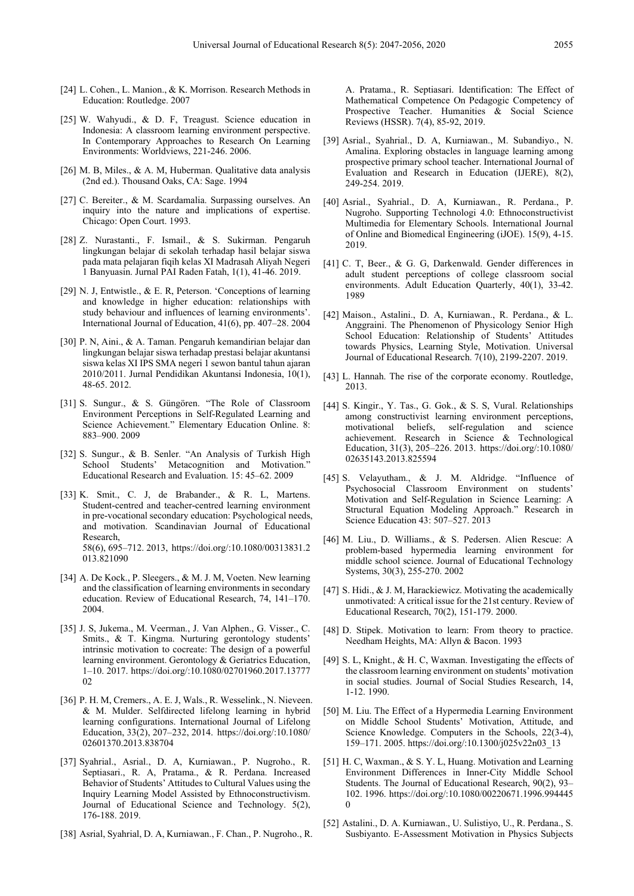[24] L. Cohen., L. Manion., & K. Morrison. Research Methods in Education: Routledge. 2007

[25] W. Wahyudi., & D. F, Treagust. Science education in Indonesia: A classroom learning environment perspective. In Contemporary Approaches to Research On Learning Environments: Worldviews, 221-246. 2006.

[26] M. B, Miles., & A. M, Huberman. Qualitative data analysis (2nd ed.). Thousand Oaks, CA: Sage. 1994

[27] C. Bereiter., & M. Scardamalia. Surpassing ourselves. An inquiry into the nature and implications of expertise. Chicago: Open Court. 1993.

[28] Z. Nurastanti., F. Ismail., & S. Sukirman. Pengaruh lingkungan belajar di sekolah terhadap hasil belajar siswa pada mata pelajaran fiqih kelas XI Madrasah Aliyah Negeri 1 Banyuasin. Jurnal PAI Raden Fatah, 1(1), 41-46. 2019.

[29] N. J, Entwistle., & E. R, Peterson. 'Conceptions of learning and knowledge in higher education: relationships with study behaviour and influences of learning environments'. International Journal of Education, 41(6), pp. 407–28. 2004

[30] P. N, Aini., & A. Taman. Pengaruh kemandirian belajar dan lingkungan belajar siswa terhadap prestasi belajar akuntansi siswa kelas XI IPS SMA negeri 1 sewon bantul tahun ajaran 2010/2011. Jurnal Pendidikan Akuntansi Indonesia, 10(1), 48-65. 2012.

[31] S. Sungur., & S. Güngören. "The Role of Classroom Environment Perceptions in Self-Regulated Learning and Science Achievement." Elementary Education Online. 8: 883–900. 2009

[32] S. Sungur., & B. Senler. "An Analysis of Turkish High School Students' Metacognition and Motivation." Educational Research and Evaluation. 15: 45–62. 2009

[33] K. Smit., C. J, de Brabander., & R. L, Martens. Student-centred and teacher-centred learning environment in pre-vocational secondary education: Psychological needs, and motivation. Scandinavian Journal of Educational Research, 58(6), 695–712. 2013, https://doi.org/:10.1080/00313831.2013.821090

[34] A. De Kock., P. Sleegers., & M. J. M, Voeten. New learning and the classification of learning environments in secondary education. Review of Educational Research, 74, 141–170. 2004.

[35] J. S, Jukema., M. Veerman., J. Van Alphen., G. Visser., C. Smits., & T. Kingma. Nurturing gerontology students' intrinsic motivation to cocreate: The design of a powerful learning environment. Gerontology & Geriatrics Education, 1–10. 2017. https://doi.org/:10.1080/02701960.2017.1377702

[36] P. H. M, Cremers., A. E. J, Wals., R. Wesselink., N. Nieveen. & M. Mulder. Selfdirected lifelong learning in hybrid learning configurations. International Journal of Lifelong Education, 33(2), 207–232, 2014. https://doi.org/:10.1080/02601370.2013.838704

[37] Syahrial., Asrial., D. A, Kurniawan., P. Nugroho., R. Septiasari., R. A, Pratama., & R. Perdana. Increased Behavior of Students' Attitudes to Cultural Values using the Inquiry Learning Model Assisted by Ethnoconstructivism. Journal of Educational Science and Technology. 5(2), 176-188. 2019.

[38] Asrial, Syahrial, D. A, Kurniawan., F. Chan., P. Nugroho., R. A. Pratama., R. Septiasari. Identification: The Effect of Mathematical Competence On Pedagogic Competency of Prospective Teacher. Humanities & Social Science Reviews (HSSR). 7(4), 85-92, 2019.

[39] Asrial., Syahrial., D. A, Kurniawan., M. Subandiyo., N. Amalina. Exploring obstacles in language learning among prospective primary school teacher. International Journal of Evaluation and Research in Education (IJERE), 8(2), 249-254. 2019.

[40] Asrial., Syahrial., D. A, Kurniawan., R. Perdana., P. Nugroho. Supporting Technologi 4.0: Ethnoconstructivist Multimedia for Elementary Schools. International Journal of Online and Biomedical Engineering (iJOE). 15(9), 4-15. 2019.

[41] C. T, Beer., & G. G, Darkenwald. Gender differences in adult student perceptions of college classroom social environments. Adult Education Quarterly, 40(1), 33-42. 1989

[42] Maison., Astalini., D. A, Kurniawan., R. Perdana., & L. Anggraini. The Phenomenon of Physicology Senior High School Education: Relationship of Students' Attitudes towards Physics, Learning Style, Motivation. Universal Journal of Educational Research. 7(10), 2199-2207. 2019.

[43] L. Hannah. The rise of the corporate economy. Routledge, 2013.

[44] S. Kingir., Y. Tas., G. Gok., & S. S, Vural. Relationships among constructivist learning environment perceptions, motivational beliefs, self-regulation and science achievement. Research in Science & Technological Education, 31(3), 205–226. 2013. https://doi.org/:10.1080/02635143.2013.825594

[45] S. Velayutham., & J. M. Aldridge. "Influence of Psychosocial Classroom Environment on students' Motivation and Self-Regulation in Science Learning: A Structural Equation Modeling Approach." Research in Science Education 43: 507–527. 2013

[46] M. Liu., D. Williams., & S. Pedersen. Alien Rescue: A problem-based hypermedia learning environment for middle school science. Journal of Educational Technology Systems, 30(3), 255-270. 2002

[47] S. Hidi., & J. M, Harackiewicz. Motivating the academically unmotivated: A critical issue for the 21st century. Review of Educational Research, 70(2), 151-179. 2000.

[48] D. Stipek. Motivation to learn: From theory to practice. Needham Heights, MA: Allyn & Bacon. 1993

[49] S. L, Knight., & H. C, Waxman. Investigating the effects of the classroom learning environment on students' motivation in social studies. Journal of Social Studies Research, 14, 1-12. 1990.

[50] M. Liu. The Effect of a Hypermedia Learning Environment on Middle School Students' Motivation, Attitude, and Science Knowledge. Computers in the Schools, 22(3-4), 159–171. 2005. https://doi.org/:10.1300/j025v22n03_13

[51] H. C, Waxman., & S. Y. L, Huang. Motivation and Learning Environment Differences in Inner-City Middle School Students. The Journal of Educational Research, 90(2), 93–102. 1996. https://doi.org/:10.1080/00220671.1996.9944450

[52] Astalini., D. A. Kurniawan., U. Sulistiyo, U., R. Perdana., S. Susbiyanto. E-Assessment Motivation in Physics Subjects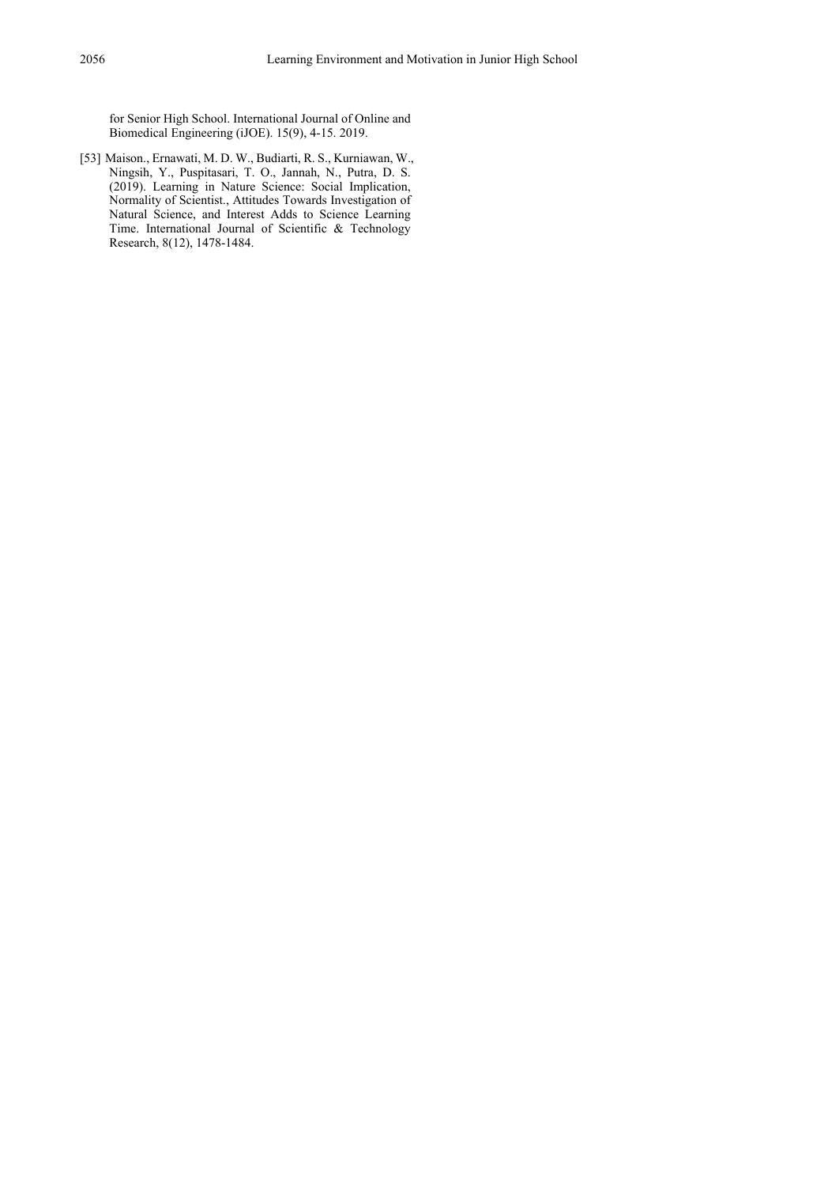for Senior High School. International Journal of Online and Biomedical Engineering (iJOE). 15(9), 4-15. 2019.

[53] Maison., Ernawati, M. D. W., Budiarti, R. S., Kurniawan, W., Ningsih, Y., Puspitasari, T. O., Jannah, N., Putra, D. S. (2019). Learning in Nature Science: Social Implication, Normality of Scientist., Attitudes Towards Investigation of Natural Science, and Interest Adds to Science Learning Time. International Journal of Scientific & Technology Research, 8(12), 1478-1484.